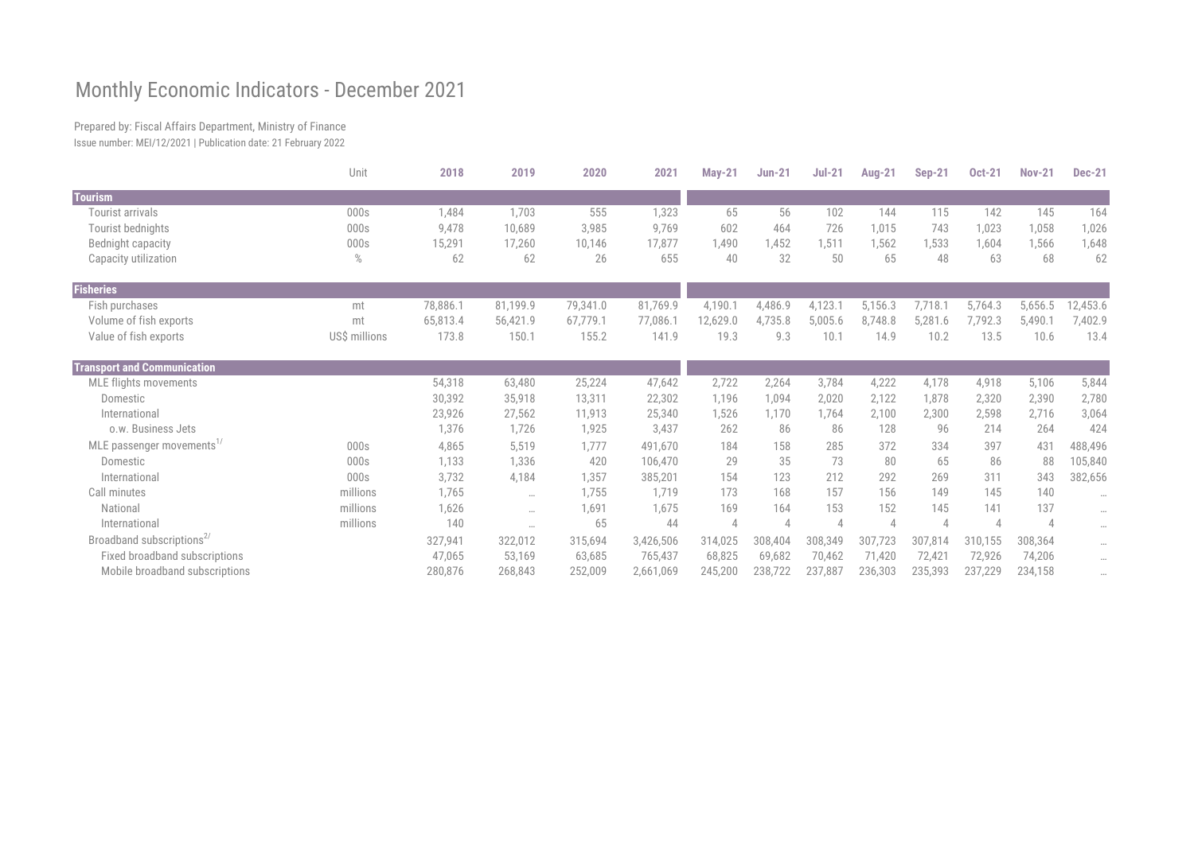# Monthly Economic Indicators - December 2021

Prepared by: Fiscal Affairs Department, Ministry of Finance

Issue number: MEI/12/2021 | Publication date: 21 February 2022

| | Unit | 2018 | 2019 | 2020 | 2021 | May-21 | Jun-21 | Jul-21 | Aug-21 | Sep-21 | Oct-21 | Nov-21 | Dec-21 |
|---|---|---|---|---|---|---|---|---|---|---|---|---|---|
| **Tourism** | | | | | | | | | | | | | |
| Tourist arrivals | 000s | 1,484 | 1,703 | 555 | 1,323 | 65 | 56 | 102 | 144 | 115 | 142 | 145 | 164 |
| Tourist bednights | 000s | 9,478 | 10,689 | 3,985 | 9,769 | 602 | 464 | 726 | 1,015 | 743 | 1,023 | 1,058 | 1,026 |
| Bednight capacity | 000s | 15,291 | 17,260 | 10,146 | 17,877 | 1,490 | 1,452 | 1,511 | 1,562 | 1,533 | 1,604 | 1,566 | 1,648 |
| Capacity utilization | % | 62 | 62 | 26 | 655 | 40 | 32 | 50 | 65 | 48 | 63 | 68 | 62 |
| **Fisheries** | | | | | | | | | | | | | |
| Fish purchases | mt | 78,886.1 | 81,199.9 | 79,341.0 | 81,769.9 | 4,190.1 | 4,486.9 | 4,123.1 | 5,156.3 | 7,718.1 | 5,764.3 | 5,656.5 | 12,453.6 |
| Volume of fish exports | mt | 65,813.4 | 56,421.9 | 67,779.1 | 77,086.1 | 12,629.0 | 4,735.8 | 5,005.6 | 8,748.8 | 5,281.6 | 7,792.3 | 5,490.1 | 7,402.9 |
| Value of fish exports | US$ millions | 173.8 | 150.1 | 155.2 | 141.9 | 19.3 | 9.3 | 10.1 | 14.9 | 10.2 | 13.5 | 10.6 | 13.4 |
| **Transport and Communication** | | | | | | | | | | | | | |
| MLE flights movements | | 54,318 | 63,480 | 25,224 | 47,642 | 2,722 | 2,264 | 3,784 | 4,222 | 4,178 | 4,918 | 5,106 | 5,844 |
| Domestic | | 30,392 | 35,918 | 13,311 | 22,302 | 1,196 | 1,094 | 2,020 | 2,122 | 1,878 | 2,320 | 2,390 | 2,780 |
| International | | 23,926 | 27,562 | 11,913 | 25,340 | 1,526 | 1,170 | 1,764 | 2,100 | 2,300 | 2,598 | 2,716 | 3,064 |
| o.w. Business Jets | | 1,376 | 1,726 | 1,925 | 3,437 | 262 | 86 | 86 | 128 | 96 | 214 | 264 | 424 |
| MLE passenger movements[1/] | 000s | 4,865 | 5,519 | 1,777 | 491,670 | 184 | 158 | 285 | 372 | 334 | 397 | 431 | 488,496 |
| Domestic | 000s | 1,133 | 1,336 | 420 | 106,470 | 29 | 35 | 73 | 80 | 65 | 86 | 88 | 105,840 |
| International | 000s | 3,732 | 4,184 | 1,357 | 385,201 | 154 | 123 | 212 | 292 | 269 | 311 | 343 | 382,656 |
| Call minutes | millions | 1,765 | … | 1,755 | 1,719 | 173 | 168 | 157 | 156 | 149 | 145 | 140 | … |
| National | millions | 1,626 | … | 1,691 | 1,675 | 169 | 164 | 153 | 152 | 145 | 141 | 137 | … |
| International | millions | 140 | … | 65 | 44 | 4 | 4 | 4 | 4 | 4 | 4 | 4 | … |
| Broadband subscriptions[2/] | | 327,941 | 322,012 | 315,694 | 3,426,506 | 314,025 | 308,404 | 308,349 | 307,723 | 307,814 | 310,155 | 308,364 | … |
| Fixed broadband subscriptions | | 47,065 | 53,169 | 63,685 | 765,437 | 68,825 | 69,682 | 70,462 | 71,420 | 72,421 | 72,926 | 74,206 | … |
| Mobile broadband subscriptions | | 280,876 | 268,843 | 252,009 | 2,661,069 | 245,200 | 238,722 | 237,887 | 236,303 | 235,393 | 237,229 | 234,158 | … |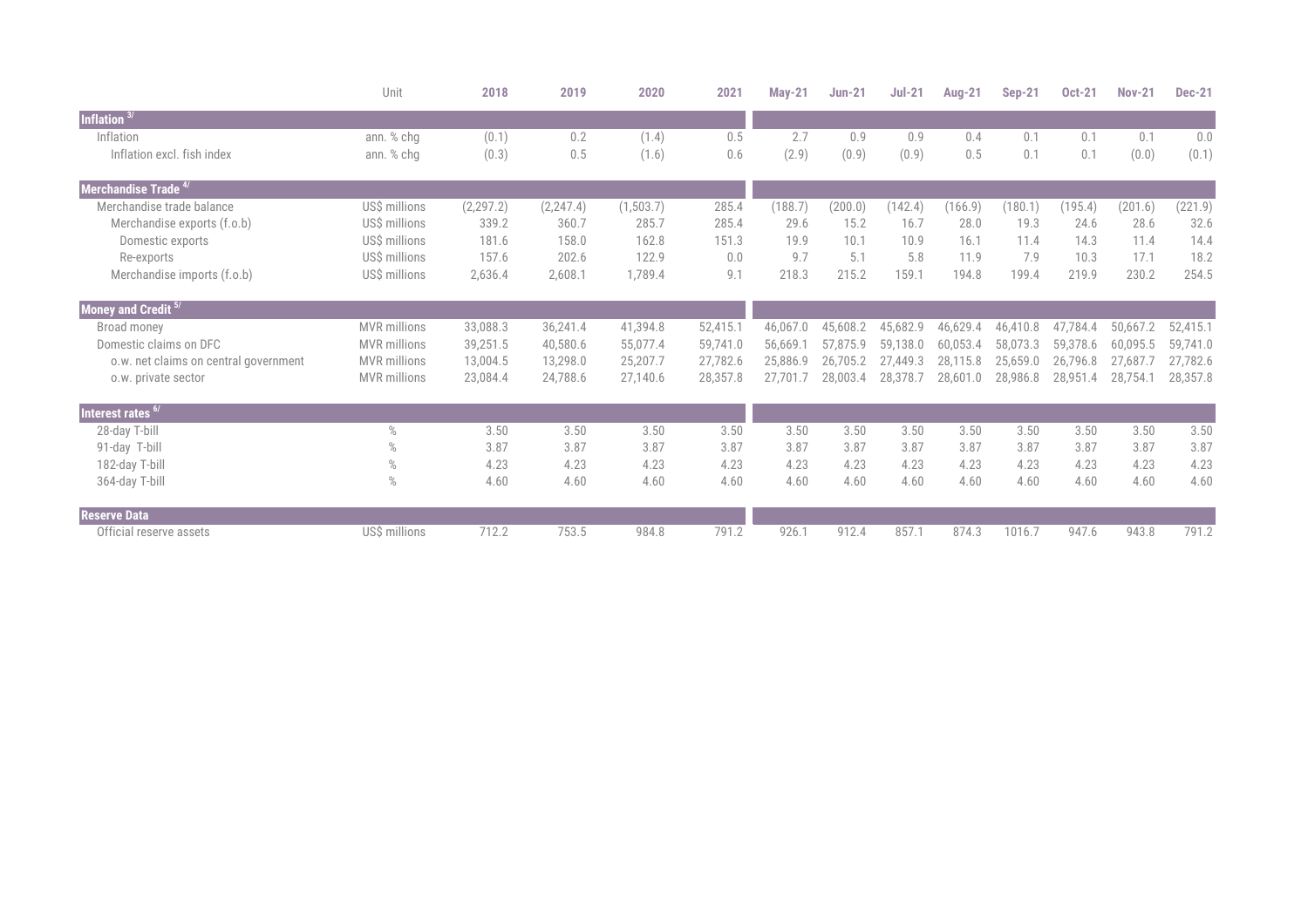| | Unit | 2018 | 2019 | 2020 | 2021 | May-21 | Jun-21 | Jul-21 | Aug-21 | Sep-21 | Oct-21 | Nov-21 | Dec-21 |
|---|---|---|---|---|---|---|---|---|---|---|---|---|---|
| **Inflation [3/]** | | | | | | | | | | | | | |
| Inflation | ann. % chg | (0.1) | 0.2 | (1.4) | 0.5 | 2.7 | 0.9 | 0.9 | 0.4 | 0.1 | 0.1 | 0.1 | 0.0 |
| Inflation excl. fish index | ann. % chg | (0.3) | 0.5 | (1.6) | 0.6 | (2.9) | (0.9) | (0.9) | 0.5 | 0.1 | 0.1 | (0.0) | (0.1) |
| **Merchandise Trade [4/]** | | | | | | | | | | | | | |
| Merchandise trade balance | US$ millions | (2,297.2) | (2,247.4) | (1,503.7) | 285.4 | (188.7) | (200.0) | (142.4) | (166.9) | (180.1) | (195.4) | (201.6) | (221.9) |
| Merchandise exports (f.o.b) | US$ millions | 339.2 | 360.7 | 285.7 | 285.4 | 29.6 | 15.2 | 16.7 | 28.0 | 19.3 | 24.6 | 28.6 | 32.6 |
| Domestic exports | US$ millions | 181.6 | 158.0 | 162.8 | 151.3 | 19.9 | 10.1 | 10.9 | 16.1 | 11.4 | 14.3 | 11.4 | 14.4 |
| Re-exports | US$ millions | 157.6 | 202.6 | 122.9 | 0.0 | 9.7 | 5.1 | 5.8 | 11.9 | 7.9 | 10.3 | 17.1 | 18.2 |
| Merchandise imports (f.o.b) | US$ millions | 2,636.4 | 2,608.1 | 1,789.4 | 9.1 | 218.3 | 215.2 | 159.1 | 194.8 | 199.4 | 219.9 | 230.2 | 254.5 |
| **Money and Credit [5/]** | | | | | | | | | | | | | |
| Broad money | MVR millions | 33,088.3 | 36,241.4 | 41,394.8 | 52,415.1 | 46,067.0 | 45,608.2 | 45,682.9 | 46,629.4 | 46,410.8 | 47,784.4 | 50,667.2 | 52,415.1 |
| Domestic claims on DFC | MVR millions | 39,251.5 | 40,580.6 | 55,077.4 | 59,741.0 | 56,669.1 | 57,875.9 | 59,138.0 | 60,053.4 | 58,073.3 | 59,378.6 | 60,095.5 | 59,741.0 |
| o.w. net claims on central government | MVR millions | 13,004.5 | 13,298.0 | 25,207.7 | 27,782.6 | 25,886.9 | 26,705.2 | 27,449.3 | 28,115.8 | 25,659.0 | 26,796.8 | 27,687.7 | 27,782.6 |
| o.w. private sector | MVR millions | 23,084.4 | 24,788.6 | 27,140.6 | 28,357.8 | 27,701.7 | 28,003.4 | 28,378.7 | 28,601.0 | 28,986.8 | 28,951.4 | 28,754.1 | 28,357.8 |
| **Interest rates [6/]** | | | | | | | | | | | | | |
| 28-day T-bill | % | 3.50 | 3.50 | 3.50 | 3.50 | 3.50 | 3.50 | 3.50 | 3.50 | 3.50 | 3.50 | 3.50 | 3.50 |
| 91-day T-bill | % | 3.87 | 3.87 | 3.87 | 3.87 | 3.87 | 3.87 | 3.87 | 3.87 | 3.87 | 3.87 | 3.87 | 3.87 |
| 182-day T-bill | % | 4.23 | 4.23 | 4.23 | 4.23 | 4.23 | 4.23 | 4.23 | 4.23 | 4.23 | 4.23 | 4.23 | 4.23 |
| 364-day T-bill | % | 4.60 | 4.60 | 4.60 | 4.60 | 4.60 | 4.60 | 4.60 | 4.60 | 4.60 | 4.60 | 4.60 | 4.60 |
| **Reserve Data** | | | | | | | | | | | | | |
| Official reserve assets | US$ millions | 712.2 | 753.5 | 984.8 | 791.2 | 926.1 | 912.4 | 857.1 | 874.3 | 1016.7 | 947.6 | 943.8 | 791.2 |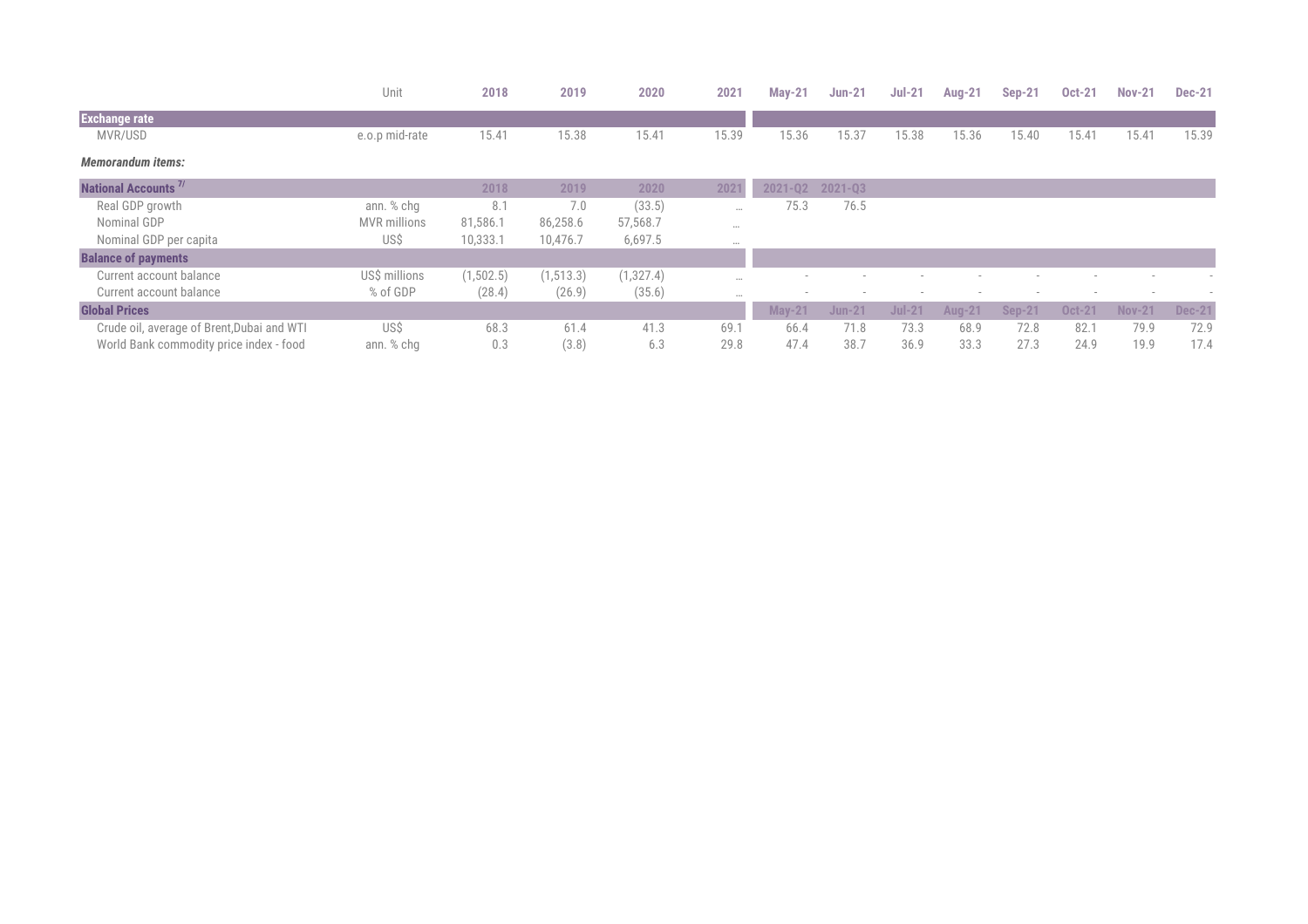| | Unit | 2018 | 2019 | 2020 | 2021 | May-21 | Jun-21 | Jul-21 | Aug-21 | Sep-21 | Oct-21 | Nov-21 | Dec-21 |
|---|---|---|---|---|---|---|---|---|---|---|---|---|---|
| **Exchange rate** | | | | | | | | | | | | | |
| MVR/USD | e.o.p mid-rate | 15.41 | 15.38 | 15.41 | 15.39 | 15.36 | 15.37 | 15.38 | 15.36 | 15.40 | 15.41 | 15.41 | 15.39 |
| ***Memorandum items:*** | | | | | | | | | | | | | |
| **National Accounts [7/]** | | 2018 | 2019 | 2020 | 2021 | 2021-Q2 | 2021-Q3 | | | | | | |
| Real GDP growth | ann. % chg | 8.1 | 7.0 | (33.5) | ... | 75.3 | 76.5 | | | | | | |
| Nominal GDP | MVR millions | 81,586.1 | 86,258.6 | 57,568.7 | ... | | | | | | | | |
| Nominal GDP per capita | US$ | 10,333.1 | 10,476.7 | 6,697.5 | ... | | | | | | | | |
| **Balance of payments** | | | | | | | | | | | | | |
| Current account balance | US$ millions | (1,502.5) | (1,513.3) | (1,327.4) | ... | - | - | - | - | - | - | - | - |
| Current account balance | % of GDP | (28.4) | (26.9) | (35.6) | ... | - | - | - | - | - | - | - | - |
| **Global Prices** | | | | | | May-21 | Jun-21 | Jul-21 | Aug-21 | Sep-21 | Oct-21 | Nov-21 | Dec-21 |
| Crude oil, average of Brent,Dubai and WTI | US$ | 68.3 | 61.4 | 41.3 | 69.1 | 66.4 | 71.8 | 73.3 | 68.9 | 72.8 | 82.1 | 79.9 | 72.9 |
| World Bank commodity price index - food | ann. % chg | 0.3 | (3.8) | 6.3 | 29.8 | 47.4 | 38.7 | 36.9 | 33.3 | 27.3 | 24.9 | 19.9 | 17.4 |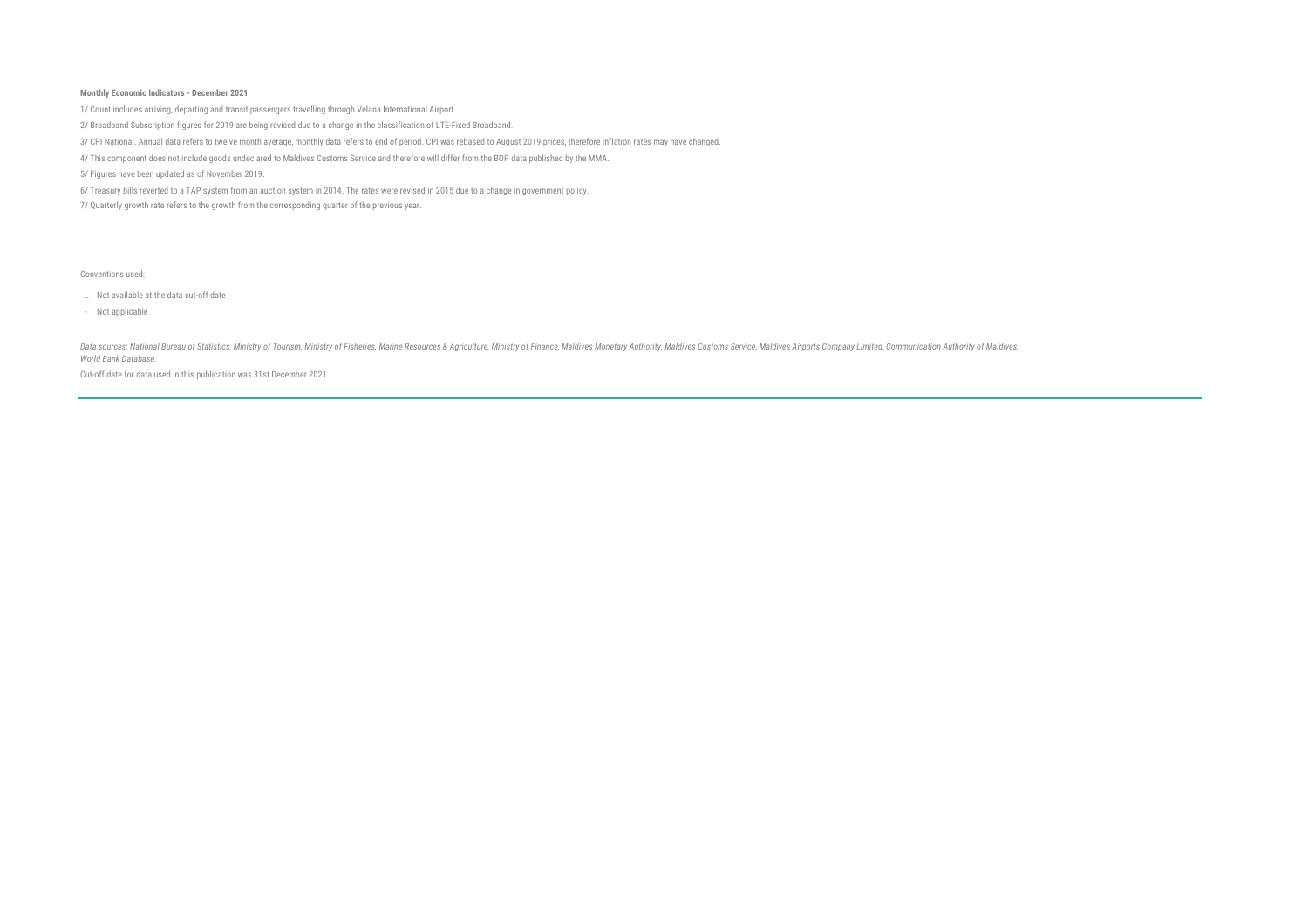**Monthly Economic Indicators - December 2021**

1/ Count includes arriving, departing and transit passengers travelling through Velana International Airport.

2/ Broadband Subscription figures for 2019 are being revised due to a change in the classification of LTE-Fixed Broadband.

3/ CPI National. Annual data refers to twelve month average, monthly data refers to end of period. CPI was rebased to August 2019 prices, therefore inflation rates may have changed.

4/ This component does not include goods undeclared to Maldives Customs Service and therefore will differ from the BOP data published by the MMA.

5/ Figures have been updated as of November 2019.

6/ Treasury bills reverted to a TAP system from an auction system in 2014. The rates were revised in 2015 due to a change in government policy.

7/ Quarterly growth rate refers to the growth from the corresponding quarter of the previous year.

Conventions used:

… Not available at the data cut-off date

- Not applicable

*Data sources: National Bureau of Statistics, Ministry of Tourism, Ministry of Fisheries, Marine Resources & Agriculture, Ministry of Finance, Maldives Monetary Authority, Maldives Customs Service, Maldives Airports Company Limited, Communication Authority of Maldives, World Bank Database.*

Cut-off date for data used in this publication was 31st December 2021